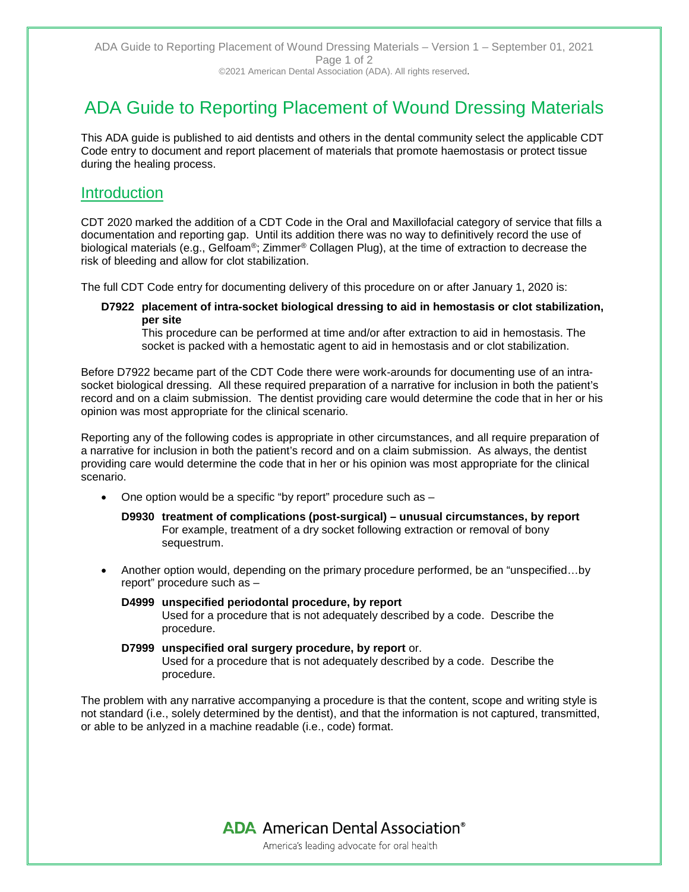# ADA Guide to Reporting Placement of Wound Dressing Materials

This ADA guide is published to aid dentists and others in the dental community select the applicable CDT Code entry to document and report placement of materials that promote haemostasis or protect tissue during the healing process.

## Introduction

CDT 2020 marked the addition of a CDT Code in the Oral and Maxillofacial category of service that fills a documentation and reporting gap. Until its addition there was no way to definitively record the use of biological materials (e.g., Gelfoam®; Zimmer® Collagen Plug), at the time of extraction to decrease the risk of bleeding and allow for clot stabilization.

The full CDT Code entry for documenting delivery of this procedure on or after January 1, 2020 is:

**D7922 placement of intra-socket biological dressing to aid in hemostasis or clot stabilization, per site**
This procedure can be performed at time and/or after extraction to aid in hemostasis. The socket is packed with a hemostatic agent to aid in hemostasis and or clot stabilization.

Before D7922 became part of the CDT Code there were work-arounds for documenting use of an intra-socket biological dressing. All these required preparation of a narrative for inclusion in both the patient's record and on a claim submission. The dentist providing care would determine the code that in her or his opinion was most appropriate for the clinical scenario.

Reporting any of the following codes is appropriate in other circumstances, and all require preparation of a narrative for inclusion in both the patient's record and on a claim submission. As always, the dentist providing care would determine the code that in her or his opinion was most appropriate for the clinical scenario.

- One option would be a specific "by report" procedure such as –

  **D9930 treatment of complications (post-surgical) – unusual circumstances, by report**
  For example, treatment of a dry socket following extraction or removal of bony sequestrum.

- Another option would, depending on the primary procedure performed, be an "unspecified…by report" procedure such as –

  **D4999 unspecified periodontal procedure, by report**
  Used for a procedure that is not adequately described by a code. Describe the procedure.

  **D7999 unspecified oral surgery procedure, by report** or.
  Used for a procedure that is not adequately described by a code. Describe the procedure.

The problem with any narrative accompanying a procedure is that the content, scope and writing style is not standard (i.e., solely determined by the dentist), and that the information is not captured, transmitted, or able to be anlyzed in a machine readable (i.e., code) format.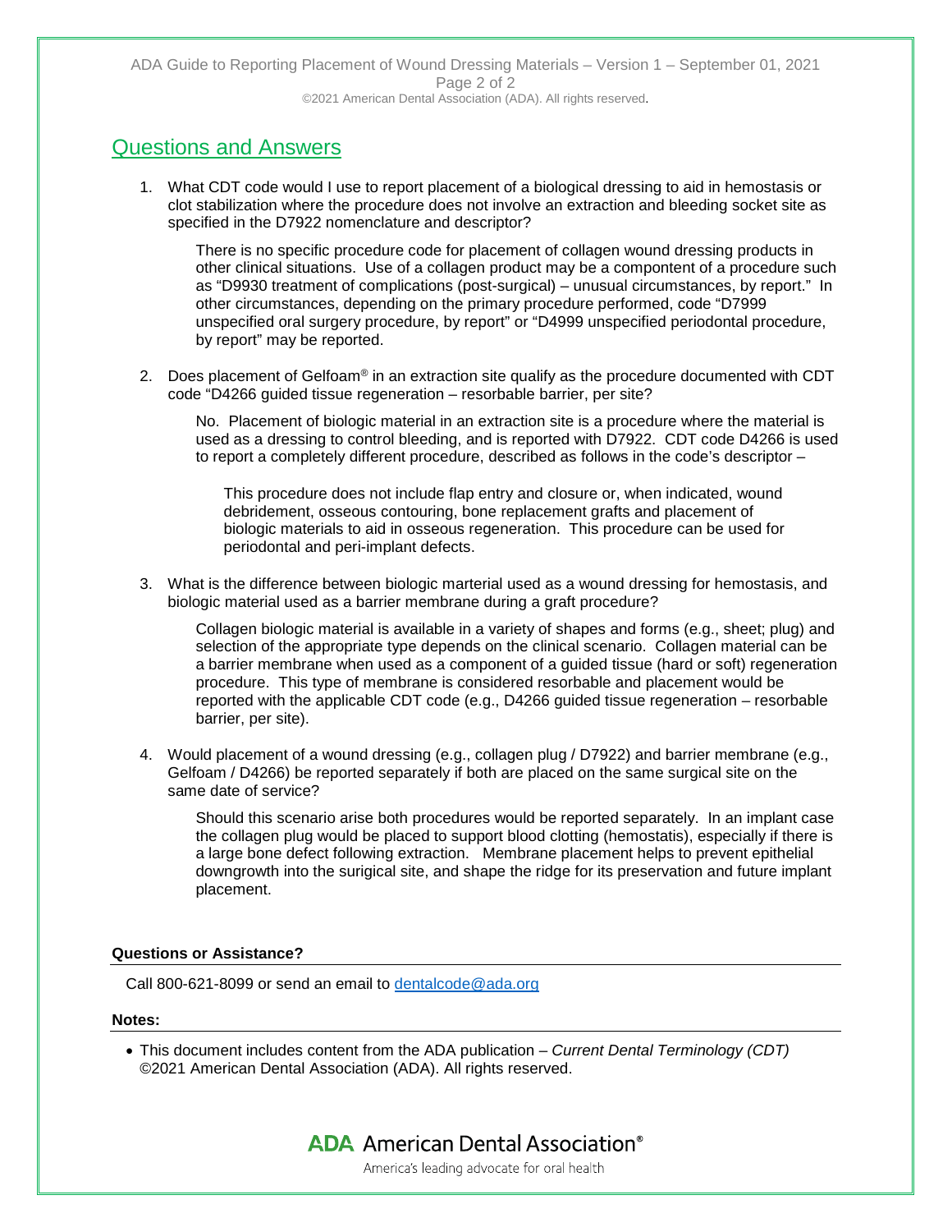## Questions and Answers

1. What CDT code would I use to report placement of a biological dressing to aid in hemostasis or clot stabilization where the procedure does not involve an extraction and bleeding socket site as specified in the D7922 nomenclature and descriptor?

   There is no specific procedure code for placement of collagen wound dressing products in other clinical situations. Use of a collagen product may be a compontent of a procedure such as "D9930 treatment of complications (post-surgical) – unusual circumstances, by report." In other circumstances, depending on the primary procedure performed, code "D7999 unspecified oral surgery procedure, by report" or "D4999 unspecified periodontal procedure, by report" may be reported.

2. Does placement of Gelfoam® in an extraction site qualify as the procedure documented with CDT code "D4266 guided tissue regeneration – resorbable barrier, per site?

   No. Placement of biologic material in an extraction site is a procedure where the material is used as a dressing to control bleeding, and is reported with D7922. CDT code D4266 is used to report a completely different procedure, described as follows in the code's descriptor –

   > This procedure does not include flap entry and closure or, when indicated, wound debridement, osseous contouring, bone replacement grafts and placement of biologic materials to aid in osseous regeneration. This procedure can be used for periodontal and peri-implant defects.

3. What is the difference between biologic marterial used as a wound dressing for hemostasis, and biologic material used as a barrier membrane during a graft procedure?

   Collagen biologic material is available in a variety of shapes and forms (e.g., sheet; plug) and selection of the appropriate type depends on the clinical scenario. Collagen material can be a barrier membrane when used as a component of a guided tissue (hard or soft) regeneration procedure. This type of membrane is considered resorbable and placement would be reported with the applicable CDT code (e.g., D4266 guided tissue regeneration – resorbable barrier, per site).

4. Would placement of a wound dressing (e.g., collagen plug / D7922) and barrier membrane (e.g., Gelfoam / D4266) be reported separately if both are placed on the same surgical site on the same date of service?

   Should this scenario arise both procedures would be reported separately. In an implant case the collagen plug would be placed to support blood clotting (hemostatis), especially if there is a large bone defect following extraction. Membrane placement helps to prevent epithelial downgrowth into the surigical site, and shape the ridge for its preservation and future implant placement.

**Questions or Assistance?**

Call 800-621-8099 or send an email to dentalcode@ada.org

**Notes:**

- This document includes content from the ADA publication – *Current Dental Terminology (CDT)* ©2021 American Dental Association (ADA). All rights reserved.

**ADA** American Dental Association®

America's leading advocate for oral health